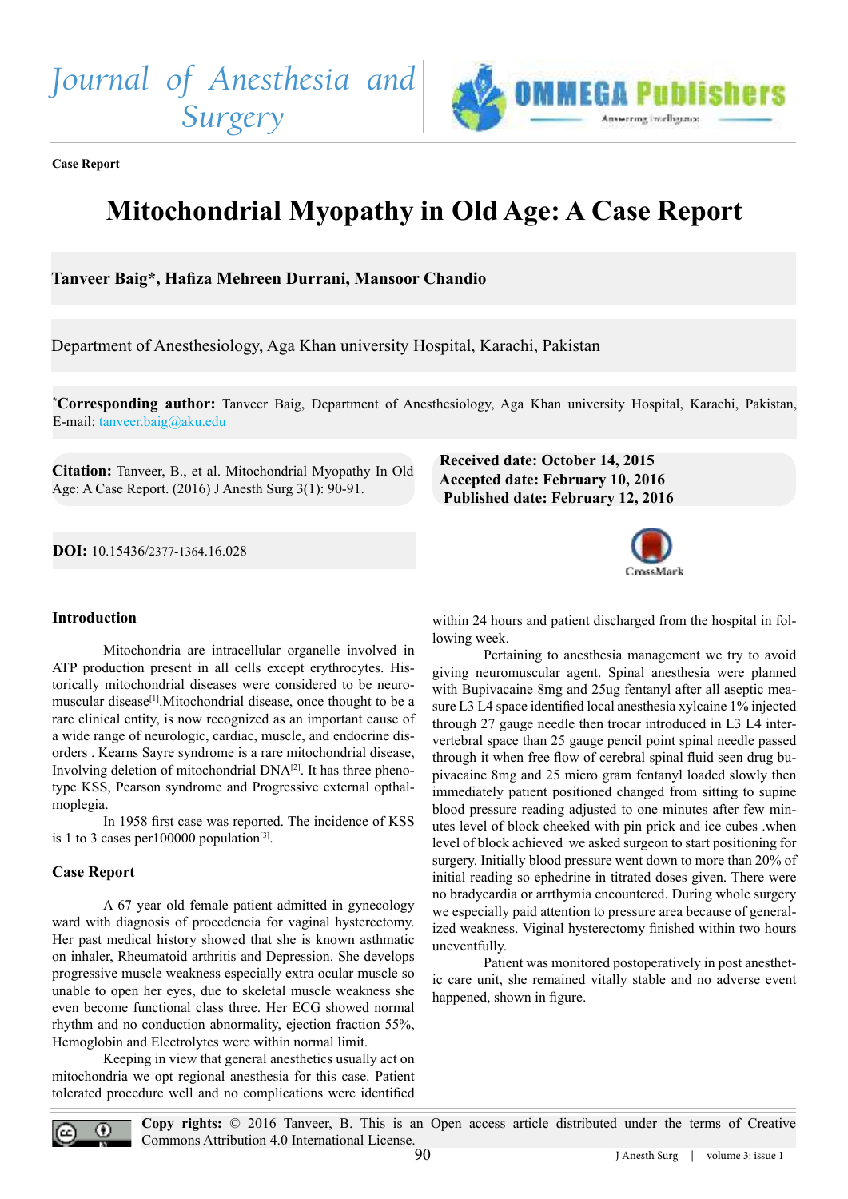Journal of Anesthesia and Surgery

**Case Report**

# Mitochondrial Myopathy in Old Age: A Case Report

**Tanveer Baig*, Hafiza Mehreen Durrani, Mansoor Chandio**

Department of Anesthesiology, Aga Khan university Hospital, Karachi, Pakistan

***Corresponding author:** Tanveer Baig, Department of Anesthesiology, Aga Khan university Hospital, Karachi, Pakistan, E-mail: tanveer.baig@aku.edu

**Citation:** Tanveer, B., et al. Mitochondrial Myopathy In Old Age: A Case Report. (2016) J Anesth Surg 3(1): 90-91.

**Received date: October 14, 2015**
**Accepted date: February 10, 2016**
**Published date: February 12, 2016**

**DOI:** 10.15436/2377-1364.16.028

## Introduction

Mitochondria are intracellular organelle involved in ATP production present in all cells except erythrocytes. Historically mitochondrial diseases were considered to be neuromuscular disease[1].Mitochondrial disease, once thought to be a rare clinical entity, is now recognized as an important cause of a wide range of neurologic, cardiac, muscle, and endocrine disorders . Kearns Sayre syndrome is a rare mitochondrial disease, Involving deletion of mitochondrial DNA[2]. It has three phenotype KSS, Pearson syndrome and Progressive external opthalmoplegia.

In 1958 first case was reported. The incidence of KSS is 1 to 3 cases per100000 population[3].

## Case Report

A 67 year old female patient admitted in gynecology ward with diagnosis of procedencia for vaginal hysterectomy. Her past medical history showed that she is known asthmatic on inhaler, Rheumatoid arthritis and Depression. She develops progressive muscle weakness especially extra ocular muscle so unable to open her eyes, due to skeletal muscle weakness she even become functional class three. Her ECG showed normal rhythm and no conduction abnormality, ejection fraction 55%, Hemoglobin and Electrolytes were within normal limit.

Keeping in view that general anesthetics usually act on mitochondria we opt regional anesthesia for this case. Patient tolerated procedure well and no complications were identified within 24 hours and patient discharged from the hospital in following week.

Pertaining to anesthesia management we try to avoid giving neuromuscular agent. Spinal anesthesia were planned with Bupivacaine 8mg and 25ug fentanyl after all aseptic measure L3 L4 space identified local anesthesia xylcaine 1% injected through 27 gauge needle then trocar introduced in L3 L4 intervertebral space than 25 gauge pencil point spinal needle passed through it when free flow of cerebral spinal fluid seen drug bupivacaine 8mg and 25 micro gram fentanyl loaded slowly then immediately patient positioned changed from sitting to supine blood pressure reading adjusted to one minutes after few minutes level of block cheeked with pin prick and ice cubes .when level of block achieved we asked surgeon to start positioning for surgery. Initially blood pressure went down to more than 20% of initial reading so ephedrine in titrated doses given. There were no bradycardia or arrthymia encountered. During whole surgery we especially paid attention to pressure area because of generalized weakness. Viginal hysterectomy finished within two hours uneventfully.

Patient was monitored postoperatively in post anesthetic care unit, she remained vitally stable and no adverse event happened, shown in figure.

**Copy rights:** © 2016 Tanveer, B. This is an Open access article distributed under the terms of Creative Commons Attribution 4.0 International License.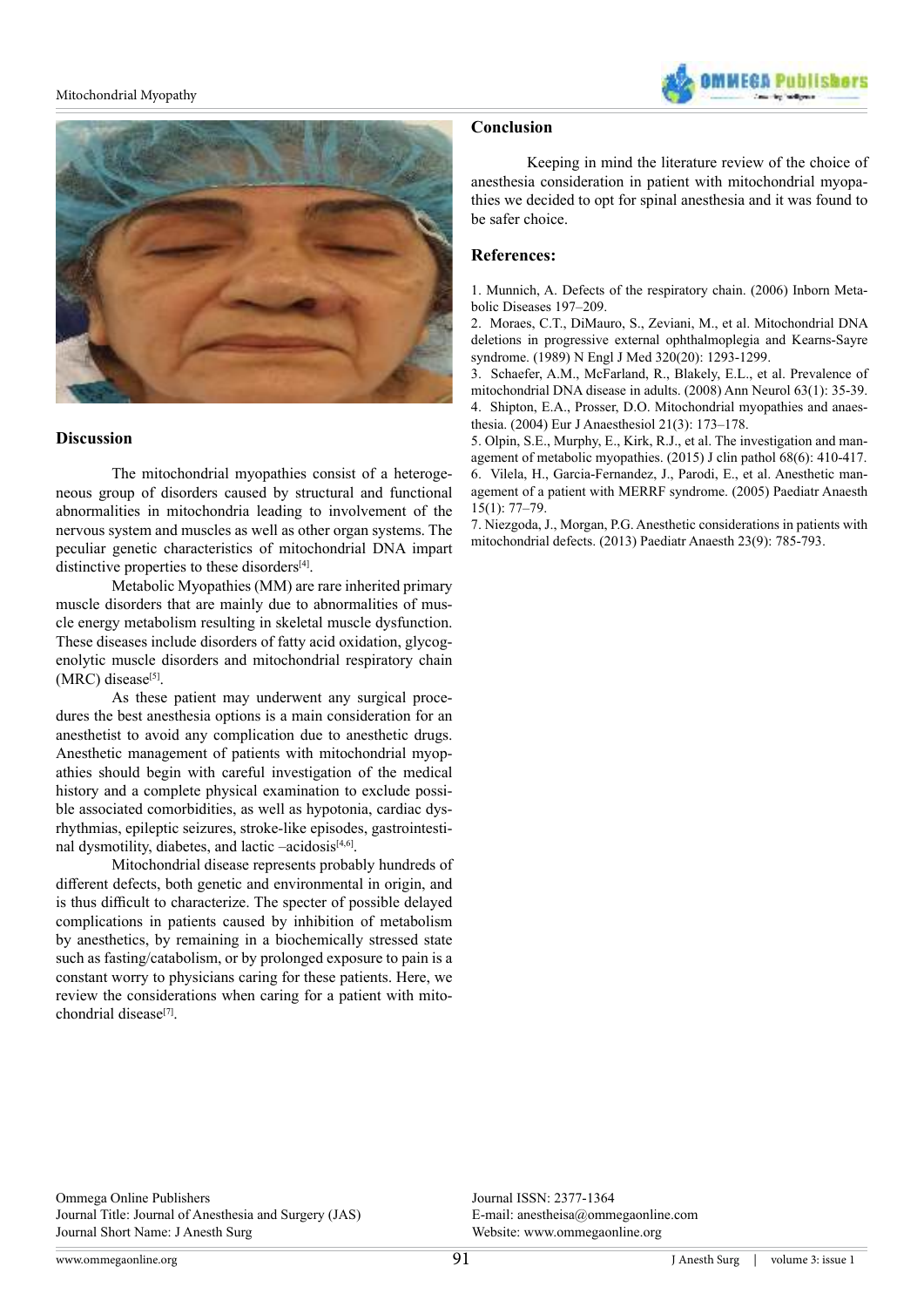## Discussion

The mitochondrial myopathies consist of a heterogeneous group of disorders caused by structural and functional abnormalities in mitochondria leading to involvement of the nervous system and muscles as well as other organ systems. The peculiar genetic characteristics of mitochondrial DNA impart distinctive properties to these disorders[4].

Metabolic Myopathies (MM) are rare inherited primary muscle disorders that are mainly due to abnormalities of muscle energy metabolism resulting in skeletal muscle dysfunction. These diseases include disorders of fatty acid oxidation, glycogenolytic muscle disorders and mitochondrial respiratory chain (MRC) disease[5].

As these patient may underwent any surgical procedures the best anesthesia options is a main consideration for an anesthetist to avoid any complication due to anesthetic drugs. Anesthetic management of patients with mitochondrial myopathies should begin with careful investigation of the medical history and a complete physical examination to exclude possible associated comorbidities, as well as hypotonia, cardiac dysrhythmias, epileptic seizures, stroke-like episodes, gastrointestinal dysmotility, diabetes, and lactic –acidosis[4,6].

Mitochondrial disease represents probably hundreds of different defects, both genetic and environmental in origin, and is thus difficult to characterize. The specter of possible delayed complications in patients caused by inhibition of metabolism by anesthetics, by remaining in a biochemically stressed state such as fasting/catabolism, or by prolonged exposure to pain is a constant worry to physicians caring for these patients. Here, we review the considerations when caring for a patient with mitochondrial disease[7].

## Conclusion

Keeping in mind the literature review of the choice of anesthesia consideration in patient with mitochondrial myopathies we decided to opt for spinal anesthesia and it was found to be safer choice.

## References:

1. Munnich, A. Defects of the respiratory chain. (2006) Inborn Metabolic Diseases 197–209.
2. Moraes, C.T., DiMauro, S., Zeviani, M., et al. Mitochondrial DNA deletions in progressive external ophthalmoplegia and Kearns-Sayre syndrome. (1989) N Engl J Med 320(20): 1293-1299.
3. Schaefer, A.M., McFarland, R., Blakely, E.L., et al. Prevalence of mitochondrial DNA disease in adults. (2008) Ann Neurol 63(1): 35-39.
4. Shipton, E.A., Prosser, D.O. Mitochondrial myopathies and anaesthesia. (2004) Eur J Anaesthesiol 21(3): 173–178.
5. Olpin, S.E., Murphy, E., Kirk, R.J., et al. The investigation and management of metabolic myopathies. (2015) J clin pathol 68(6): 410-417.
6. Vilela, H., Garcia-Fernandez, J., Parodi, E., et al. Anesthetic management of a patient with MERRF syndrome. (2005) Paediatr Anaesth 15(1): 77–79.
7. Niezgoda, J., Morgan, P.G. Anesthetic considerations in patients with mitochondrial defects. (2013) Paediatr Anaesth 23(9): 785-793.

Ommega Online Publishers
Journal Title: Journal of Anesthesia and Surgery (JAS)
Journal Short Name: J Anesth Surg

Journal ISSN: 2377-1364
E-mail: anestheisa@ommegaonline.com
Website: www.ommegaonline.org